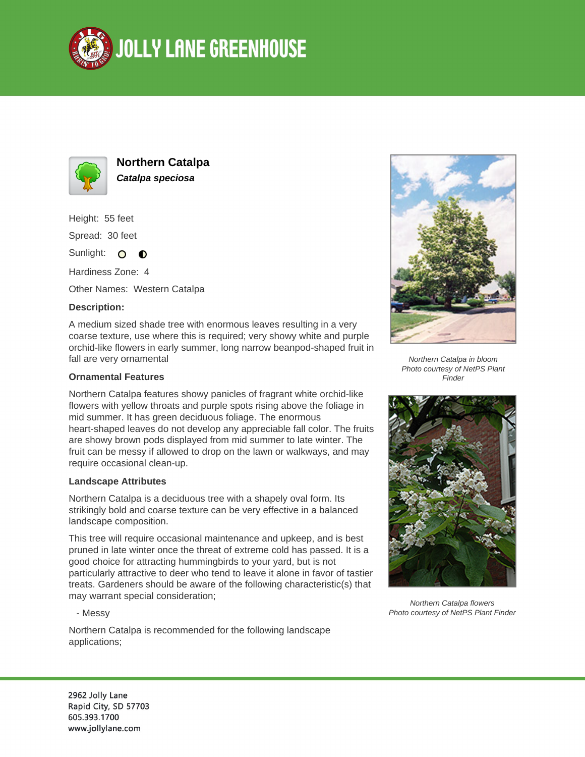# JOLLY LANE GREENHOUSE

## Northern Catalpa

***Catalpa speciosa***

Height: 55 feet

Spread: 30 feet

Sunlight:

Hardiness Zone: 4

Other Names: Western Catalpa

**Description:**

A medium sized shade tree with enormous leaves resulting in a very coarse texture, use where this is required; very showy white and purple orchid-like flowers in early summer, long narrow beanpod-shaped fruit in fall are very ornamental

### Ornamental Features

Northern Catalpa features showy panicles of fragrant white orchid-like flowers with yellow throats and purple spots rising above the foliage in mid summer. It has green deciduous foliage. The enormous heart-shaped leaves do not develop any appreciable fall color. The fruits are showy brown pods displayed from mid summer to late winter. The fruit can be messy if allowed to drop on the lawn or walkways, and may require occasional clean-up.

### Landscape Attributes

Northern Catalpa is a deciduous tree with a shapely oval form. Its strikingly bold and coarse texture can be very effective in a balanced landscape composition.

This tree will require occasional maintenance and upkeep, and is best pruned in late winter once the threat of extreme cold has passed. It is a good choice for attracting hummingbirds to your yard, but is not particularly attractive to deer who tend to leave it alone in favor of tastier treats. Gardeners should be aware of the following characteristic(s) that may warrant special consideration;

- Messy

Northern Catalpa is recommended for the following landscape applications;

*Northern Catalpa in bloom*
*Photo courtesy of NetPS Plant Finder*

*Northern Catalpa flowers*
*Photo courtesy of NetPS Plant Finder*

2962 Jolly Lane
Rapid City, SD 57703
605.393.1700
www.jollylane.com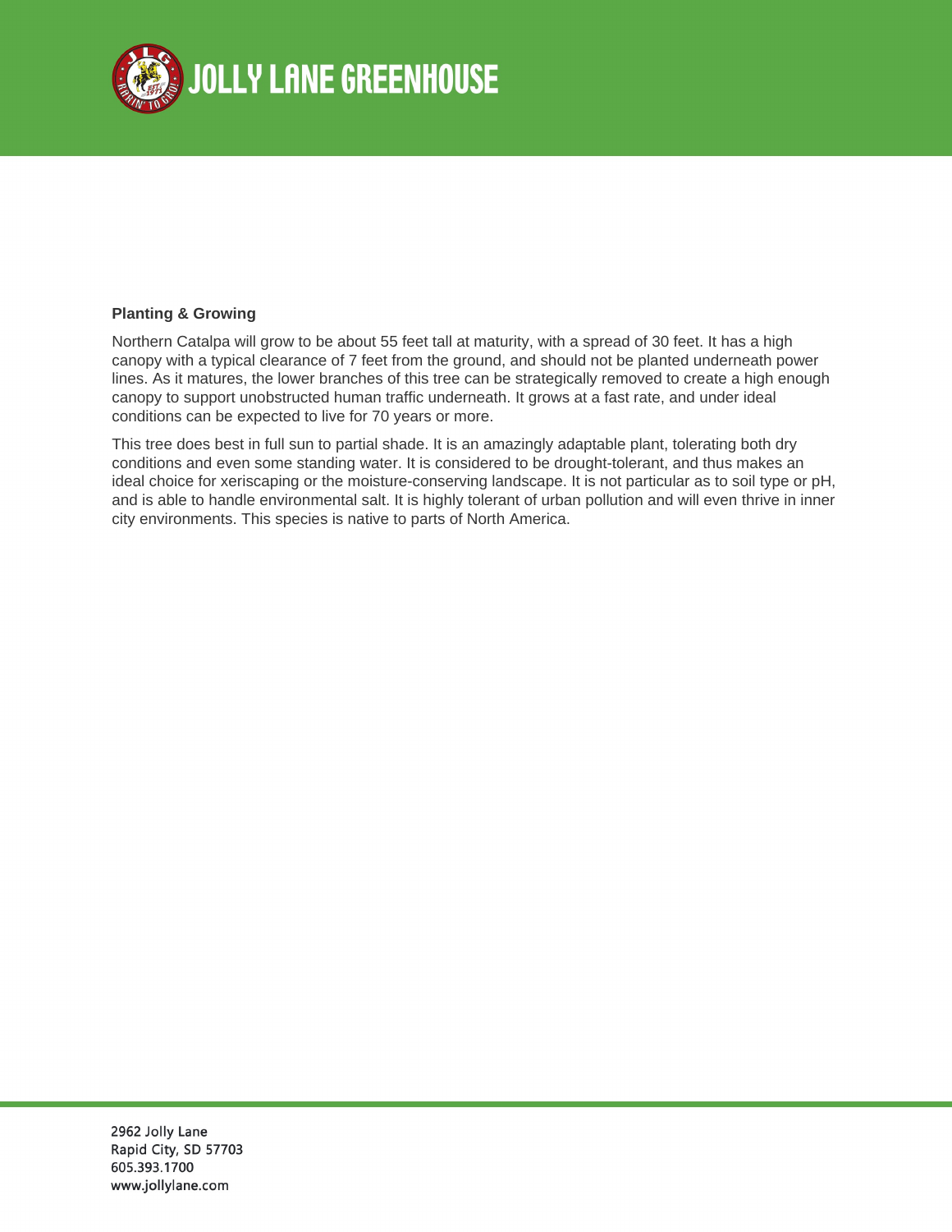**Planting & Growing**

Northern Catalpa will grow to be about 55 feet tall at maturity, with a spread of 30 feet. It has a high canopy with a typical clearance of 7 feet from the ground, and should not be planted underneath power lines. As it matures, the lower branches of this tree can be strategically removed to create a high enough canopy to support unobstructed human traffic underneath. It grows at a fast rate, and under ideal conditions can be expected to live for 70 years or more.

This tree does best in full sun to partial shade. It is an amazingly adaptable plant, tolerating both dry conditions and even some standing water. It is considered to be drought-tolerant, and thus makes an ideal choice for xeriscaping or the moisture-conserving landscape. It is not particular as to soil type or pH, and is able to handle environmental salt. It is highly tolerant of urban pollution and will even thrive in inner city environments. This species is native to parts of North America.